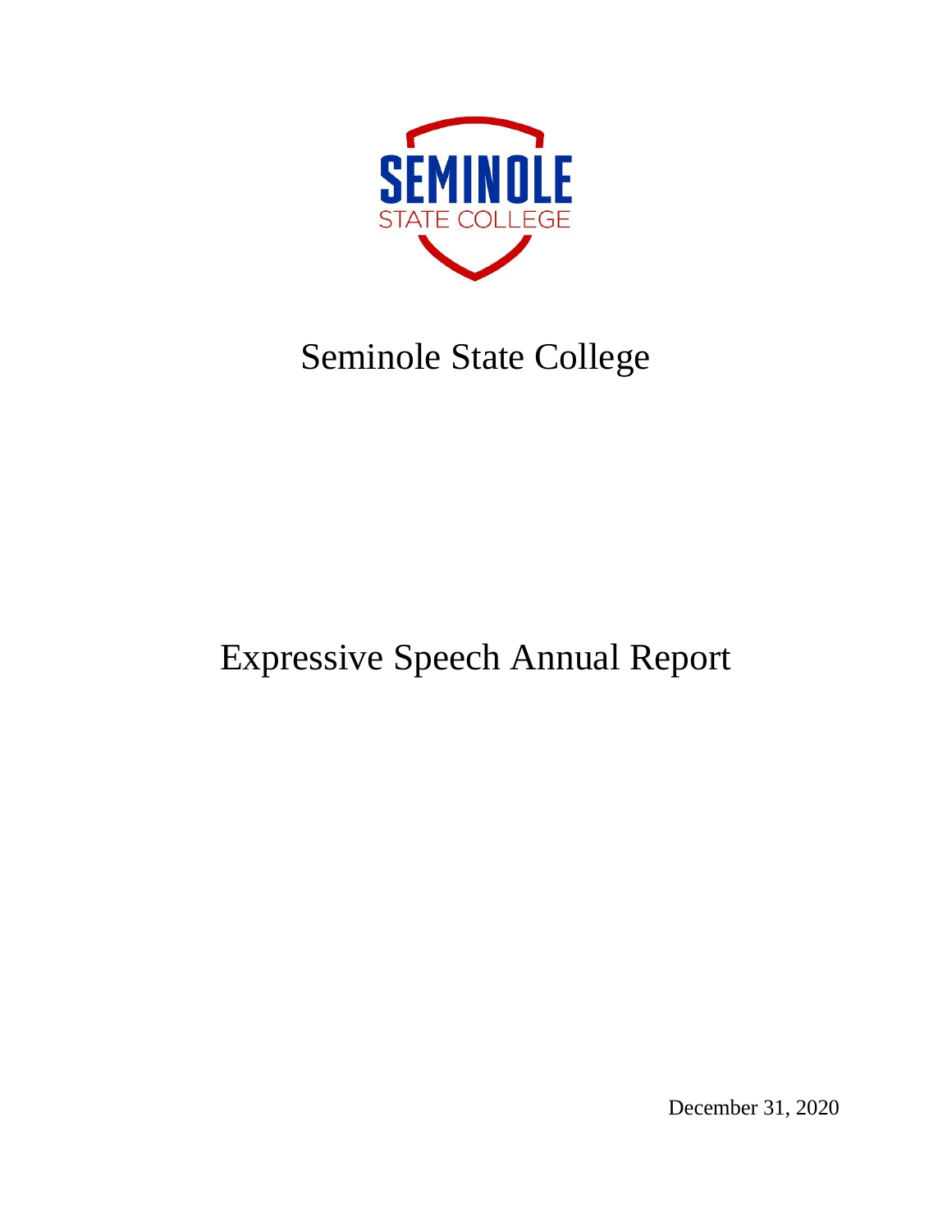# Seminole State College

## Expressive Speech Annual Report

December 31, 2020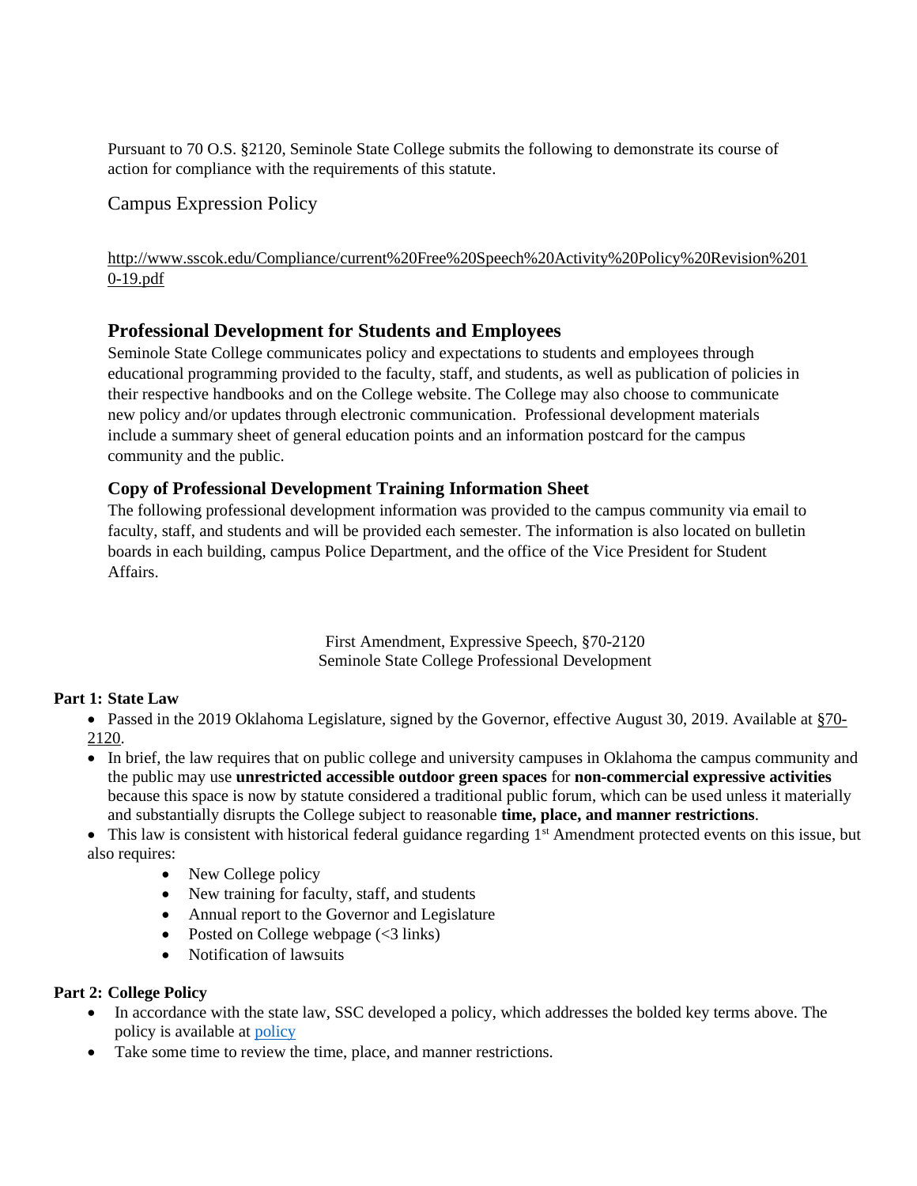Pursuant to 70 O.S. §2120, Seminole State College submits the following to demonstrate its course of action for compliance with the requirements of this statute.

## Campus Expression Policy

http://www.sscok.edu/Compliance/current%20Free%20Speech%20Activity%20Policy%20Revision%2010-19.pdf

## Professional Development for Students and Employees

Seminole State College communicates policy and expectations to students and employees through educational programming provided to the faculty, staff, and students, as well as publication of policies in their respective handbooks and on the College website. The College may also choose to communicate new policy and/or updates through electronic communication. Professional development materials include a summary sheet of general education points and an information postcard for the campus community and the public.

### Copy of Professional Development Training Information Sheet

The following professional development information was provided to the campus community via email to faculty, staff, and students and will be provided each semester. The information is also located on bulletin boards in each building, campus Police Department, and the office of the Vice President for Student Affairs.

First Amendment, Expressive Speech, §70-2120
Seminole State College Professional Development

**Part 1: State Law**

- Passed in the 2019 Oklahoma Legislature, signed by the Governor, effective August 30, 2019. Available at §70-2120.
- In brief, the law requires that on public college and university campuses in Oklahoma the campus community and the public may use **unrestricted accessible outdoor green spaces** for **non-commercial expressive activities** because this space is now by statute considered a traditional public forum, which can be used unless it materially and substantially disrupts the College subject to reasonable **time, place, and manner restrictions**.
- This law is consistent with historical federal guidance regarding 1st Amendment protected events on this issue, but also requires:
  - New College policy
  - New training for faculty, staff, and students
  - Annual report to the Governor and Legislature
  - Posted on College webpage (<3 links)
  - Notification of lawsuits

**Part 2: College Policy**

- In accordance with the state law, SSC developed a policy, which addresses the bolded key terms above. The policy is available at policy
- Take some time to review the time, place, and manner restrictions.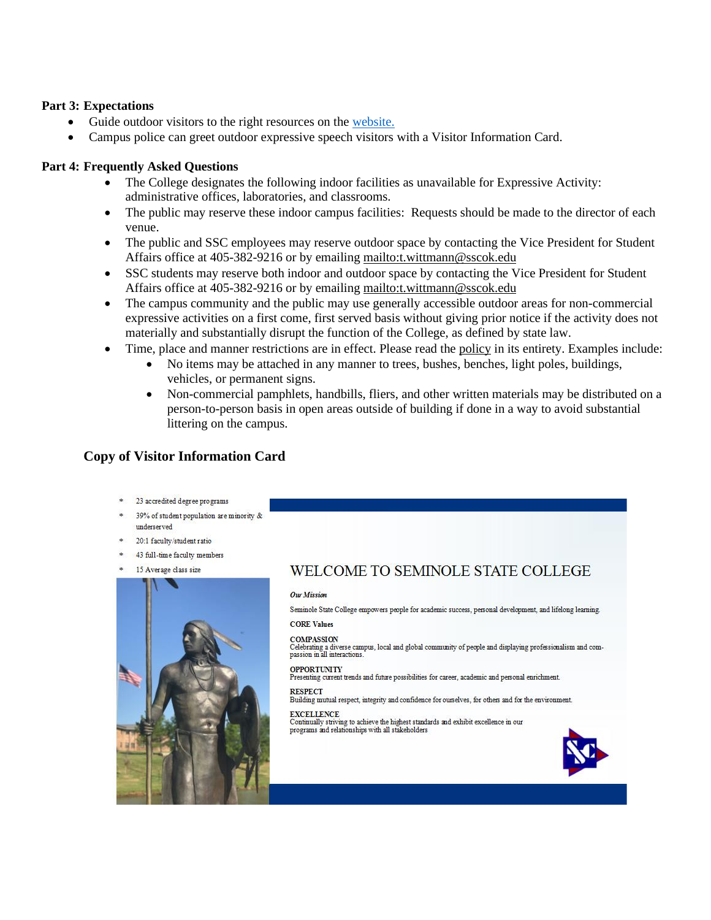**Part 3: Expectations**

- Guide outdoor visitors to the right resources on the website.
- Campus police can greet outdoor expressive speech visitors with a Visitor Information Card.

**Part 4: Frequently Asked Questions**

- The College designates the following indoor facilities as unavailable for Expressive Activity: administrative offices, laboratories, and classrooms.
- The public may reserve these indoor campus facilities: Requests should be made to the director of each venue.
- The public and SSC employees may reserve outdoor space by contacting the Vice President for Student Affairs office at 405-382-9216 or by emailing mailto:t.wittmann@sscok.edu
- SSC students may reserve both indoor and outdoor space by contacting the Vice President for Student Affairs office at 405-382-9216 or by emailing mailto:t.wittmann@sscok.edu
- The campus community and the public may use generally accessible outdoor areas for non-commercial expressive activities on a first come, first served basis without giving prior notice if the activity does not materially and substantially disrupt the function of the College, as defined by state law.
- Time, place and manner restrictions are in effect. Please read the policy in its entirety. Examples include:
  - No items may be attached in any manner to trees, bushes, benches, light poles, buildings, vehicles, or permanent signs.
  - Non-commercial pamphlets, handbills, fliers, and other written materials may be distributed on a person-to-person basis in open areas outside of building if done in a way to avoid substantial littering on the campus.

**Copy of Visitor Information Card**

- 23 accredited degree programs
- 39% of student population are minority & underserved
- 20:1 faculty/student ratio
- 43 full-time faculty members
- 15 Average class size

WELCOME TO SEMINOLE STATE COLLEGE

*Our Mission*

Seminole State College empowers people for academic success, personal development, and lifelong learning.

**CORE Values**

**COMPASSION**
Celebrating a diverse campus, local and global community of people and displaying professionalism and compassion in all interactions.

**OPPORTUNITY**
Presenting current trends and future possibilities for career, academic and personal enrichment.

**RESPECT**
Building mutual respect, integrity and confidence for ourselves, for others and for the environment.

**EXCELLENCE**
Continually striving to achieve the highest standards and exhibit excellence in our programs and relationships with all stakeholders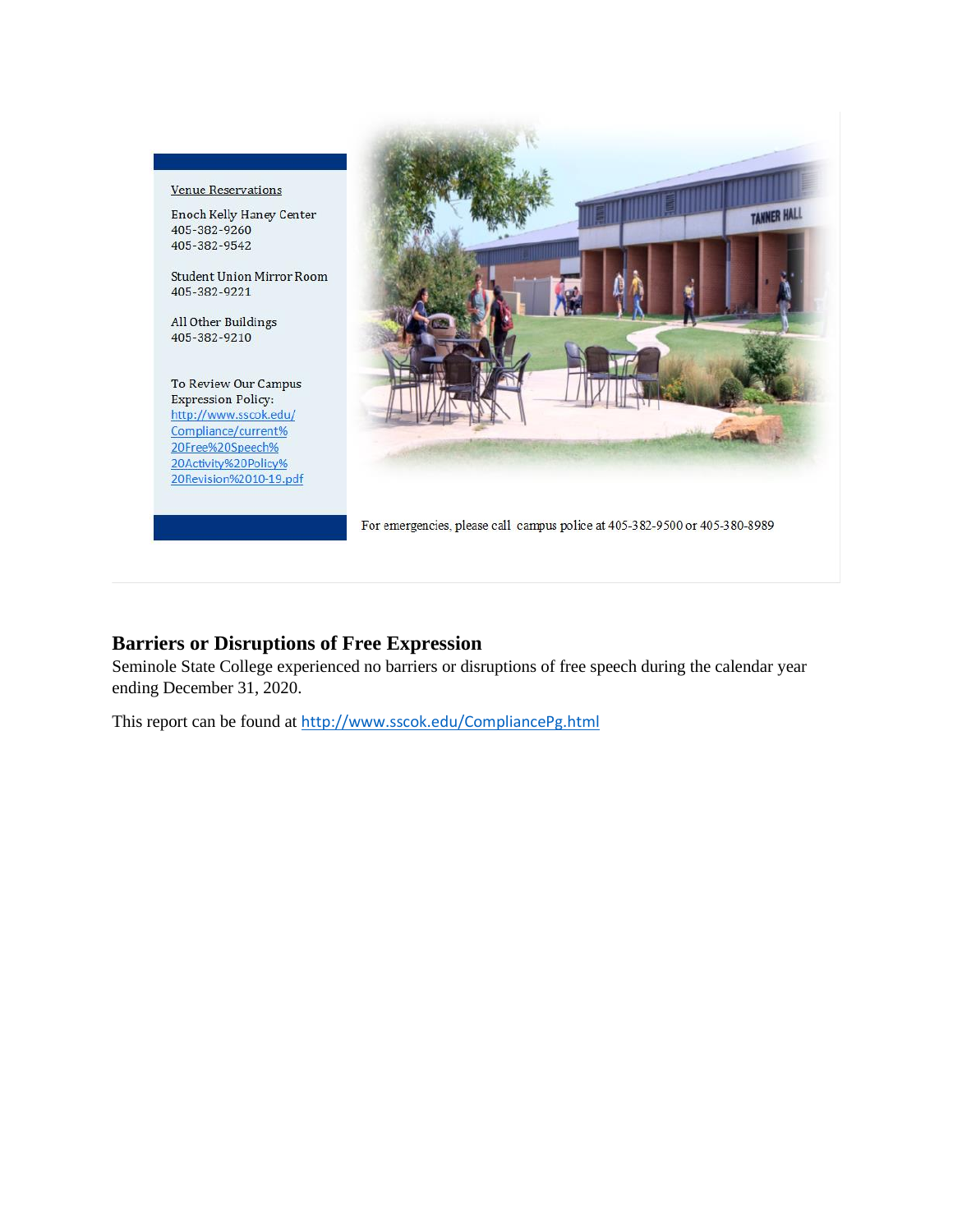Venue Reservations

Enoch Kelly Haney Center
405-382-9260
405-382-9542

Student Union Mirror Room
405-382-9221

All Other Buildings
405-382-9210

To Review Our Campus Expression Policy:
http://www.sscok.edu/Compliance/current%20Free%20Speech%20Activity%20Policy%20Revision%2010-19.pdf

For emergencies, please call campus police at 405-382-9500 or 405-380-8989

## Barriers or Disruptions of Free Expression

Seminole State College experienced no barriers or disruptions of free speech during the calendar year ending December 31, 2020.

This report can be found at http://www.sscok.edu/CompliancePg.html